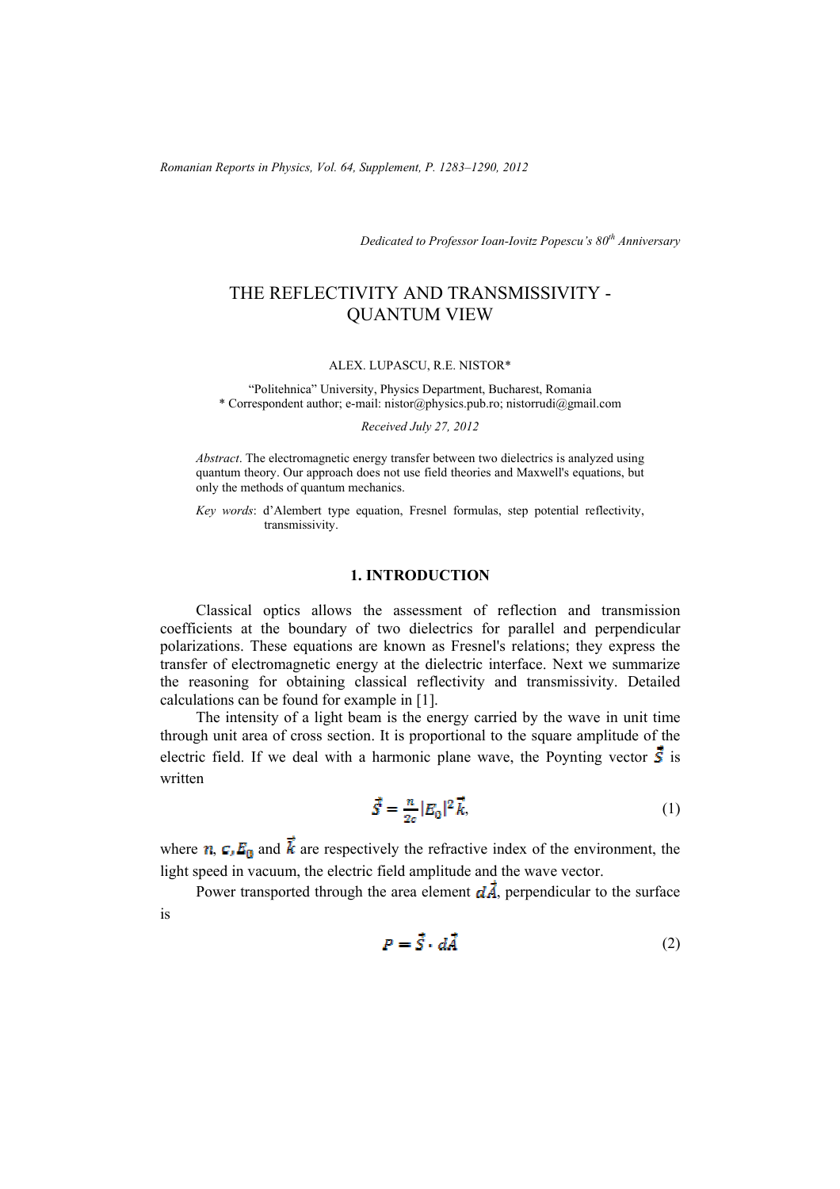*Dedicated to Professor Ioan-Iovitz Popescu's 80th Anniversary*

# THE REFLECTIVITY AND TRANSMISSIVITY - QUANTUM VIEW

ALEX. LUPASCU, R.E. NISTOR*

"Politehnica" University, Physics Department, Bucharest, Romania
* Correspondent author; e-mail: nistor@physics.pub.ro; nistorrudi@gmail.com

*Received July 27, 2012*

*Abstract*. The electromagnetic energy transfer between two dielectrics is analyzed using quantum theory. Our approach does not use field theories and Maxwell's equations, but only the methods of quantum mechanics.

*Key words*: d'Alembert type equation, Fresnel formulas, step potential reflectivity, transmissivity.

## 1. INTRODUCTION

Classical optics allows the assessment of reflection and transmission coefficients at the boundary of two dielectrics for parallel and perpendicular polarizations. These equations are known as Fresnel's relations; they express the transfer of electromagnetic energy at the dielectric interface. Next we summarize the reasoning for obtaining classical reflectivity and transmissivity. Detailed calculations can be found for example in [1].

The intensity of a light beam is the energy carried by the wave in unit time through unit area of cross section. It is proportional to the square amplitude of the electric field. If we deal with a harmonic plane wave, the Poynting vector $\vec{S}$ is written

$$\vec{S} = \frac{n}{2c}|E_0|^2\vec{k}, \tag{1}$$

where $n$, $c$, $E_0$ and $\vec{k}$ are respectively the refractive index of the environment, the light speed in vacuum, the electric field amplitude and the wave vector.

Power transported through the area element $d\vec{A}$, perpendicular to the surface is

$$P = \vec{S} \cdot d\vec{A} \tag{2}$$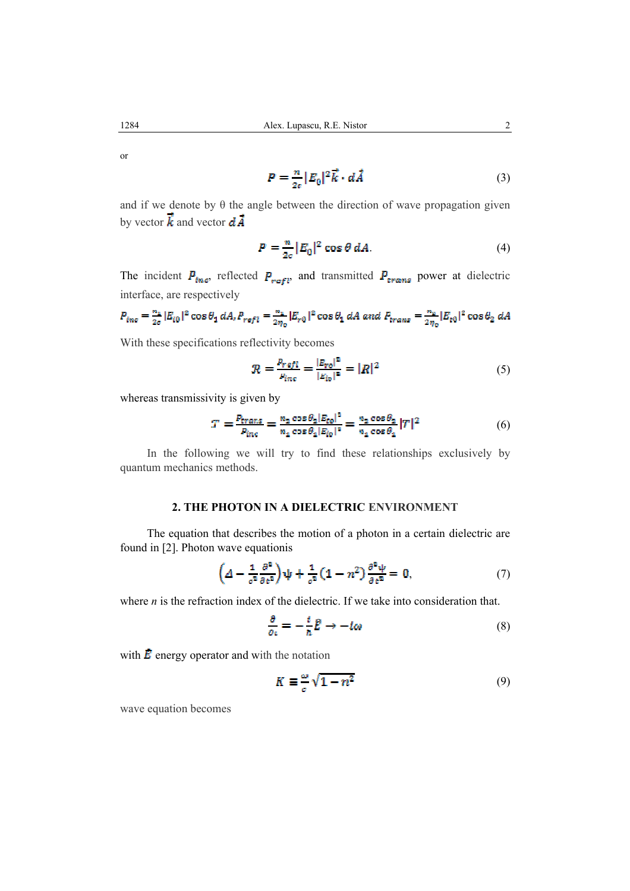or

$$P = \frac{n}{2c}|E_0|^2 \vec{k} \cdot d\vec{A} \tag{3}$$

and if we denote by θ the angle between the direction of wave propagation given by vector $\vec{k}$ and vector $d\vec{A}$

$$P = \frac{n}{2c}|E_0|^2 \cos\theta \, dA. \tag{4}$$

The incident $P_{inc}$, reflected $P_{refl}$, and transmitted $P_{trans}$ power at dielectric interface, are respectively

$$P_{inc} = \frac{n_1}{2c}|E_{i0}|^2 \cos\theta_1 \, dA, P_{refl} = \frac{n_1}{2\eta_0}|E_{r0}|^2 \cos\theta_1 \, dA \text{ and } P_{trans} = \frac{n_2}{2\eta_0}|E_{t0}|^2 \cos\theta_2 \, dA$$

With these specifications reflectivity becomes

$$\mathcal{R} = \frac{P_{refl}}{P_{inc}} = \frac{|E_{r0}|^2}{|E_{i0}|^2} = |R|^2 \tag{5}$$

whereas transmissivity is given by

$$\mathcal{T} = \frac{P_{trans}}{P_{inc}} = \frac{n_2 \cos\theta_2 |E_{t0}|^2}{n_1 \cos\theta_1 |E_{i0}|^2} = \frac{n_2 \cos\theta_2}{n_1 \cos\theta_1}|T|^2 \tag{6}$$

In the following we will try to find these relationships exclusively by quantum mechanics methods.

## 2. THE PHOTON IN A DIELECTRIC ENVIRONMENT

The equation that describes the motion of a photon in a certain dielectric are found in [2]. Photon wave equationis

$$\left(\Delta - \frac{1}{c^2}\frac{\partial^2}{\partial t^2}\right)\psi + \frac{1}{c^2}\left(1 - n^2\right)\frac{\partial^2 \psi}{\partial t^2} = 0, \tag{7}$$

where $n$ is the refraction index of the dielectric. If we take into consideration that.

$$\frac{\partial}{\partial t} = -\frac{i}{\hbar}\hat{E} \rightarrow -i\omega \tag{8}$$

with $\hat{E}$ energy operator and with the notation

$$K \equiv \frac{\omega}{c}\sqrt{1 - n^2} \tag{9}$$

wave equation becomes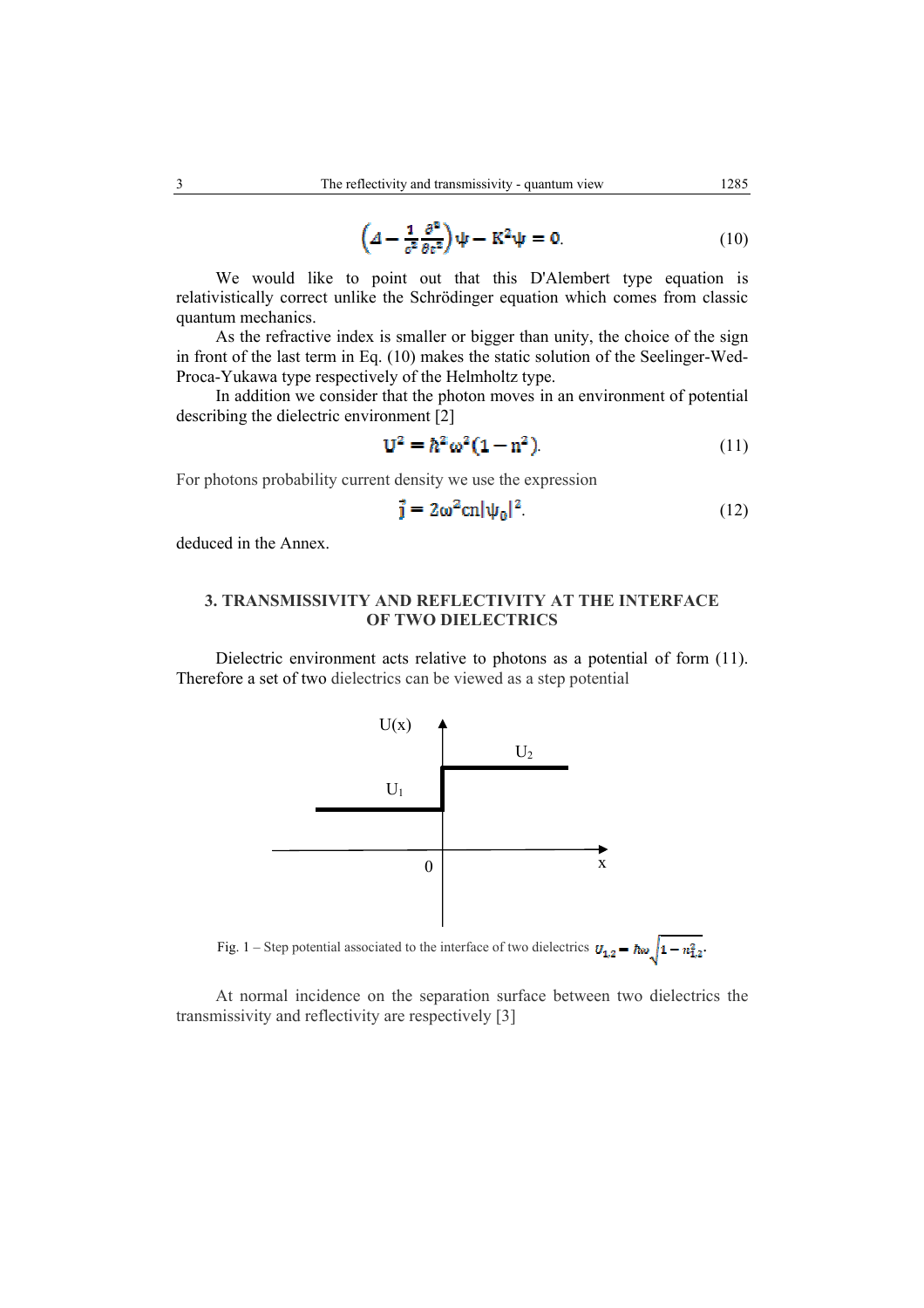$$\left(\Delta - \frac{1}{c^2}\frac{\partial^2}{\partial t^2}\right)\psi - \mathrm{K}^2\psi = 0. \tag{10}$$

We would like to point out that this D'Alembert type equation is relativistically correct unlike the Schrödinger equation which comes from classic quantum mechanics.

As the refractive index is smaller or bigger than unity, the choice of the sign in front of the last term in Eq. (10) makes the static solution of the Seelinger-Wed-Proca-Yukawa type respectively of the Helmholtz type.

In addition we consider that the photon moves in an environment of potential describing the dielectric environment [2]

$$\mathrm{U}^2 = \hbar^2\omega^2(1-\mathrm{n}^2). \tag{11}$$

For photons probability current density we use the expression

$$\vec{\mathrm{j}} = 2\omega^2 \mathrm{cn}|\psi_0|^2. \tag{12}$$

deduced in the Annex.

## 3. TRANSMISSIVITY AND REFLECTIVITY AT THE INTERFACE OF TWO DIELECTRICS

Dielectric environment acts relative to photons as a potential of form (11). Therefore a set of two dielectrics can be viewed as a step potential

Fig. 1 – Step potential associated to the interface of two dielectrics $U_{1,2} = \hbar\omega\sqrt{1-n_{1,2}^2}$.

At normal incidence on the separation surface between two dielectrics the transmissivity and reflectivity are respectively [3]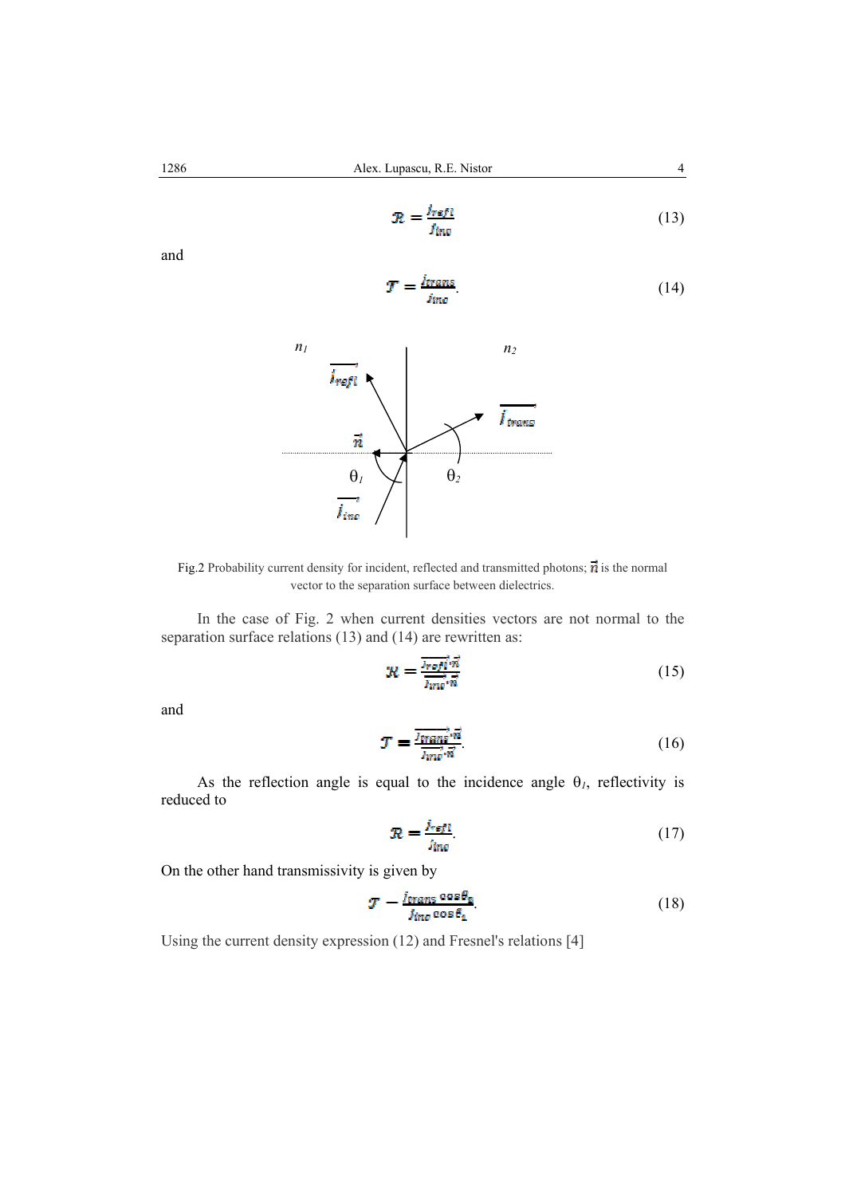$$\mathcal{R} = \frac{j_{refl}}{j_{inc}} \tag{13}$$

and

$$\mathcal{T} = \frac{j_{trans}}{j_{inc}}. \tag{14}$$

Fig.2 Probability current density for incident, reflected and transmitted photons; $\vec{n}$ is the normal vector to the separation surface between dielectrics.

In the case of Fig. 2 when current densities vectors are not normal to the separation surface relations (13) and (14) are rewritten as:

$$\mathcal{R} = \frac{\overrightarrow{j_{refl}} \cdot \vec{n}}{\overrightarrow{j_{inc}} \cdot \vec{n}} \tag{15}$$

and

$$\mathcal{T} = \frac{\overrightarrow{j_{trans}} \cdot \vec{n}}{\overrightarrow{j_{inc}} \cdot \vec{n}}. \tag{16}$$

As the reflection angle is equal to the incidence angle $\theta_1$, reflectivity is reduced to

$$\mathcal{R} = \frac{j_{refl}}{j_{inc}}. \tag{17}$$

On the other hand transmissivity is given by

$$\mathcal{T} = \frac{j_{trans} \cos\theta_2}{j_{inc} \cos\theta_1}. \tag{18}$$

Using the current density expression (12) and Fresnel's relations [4]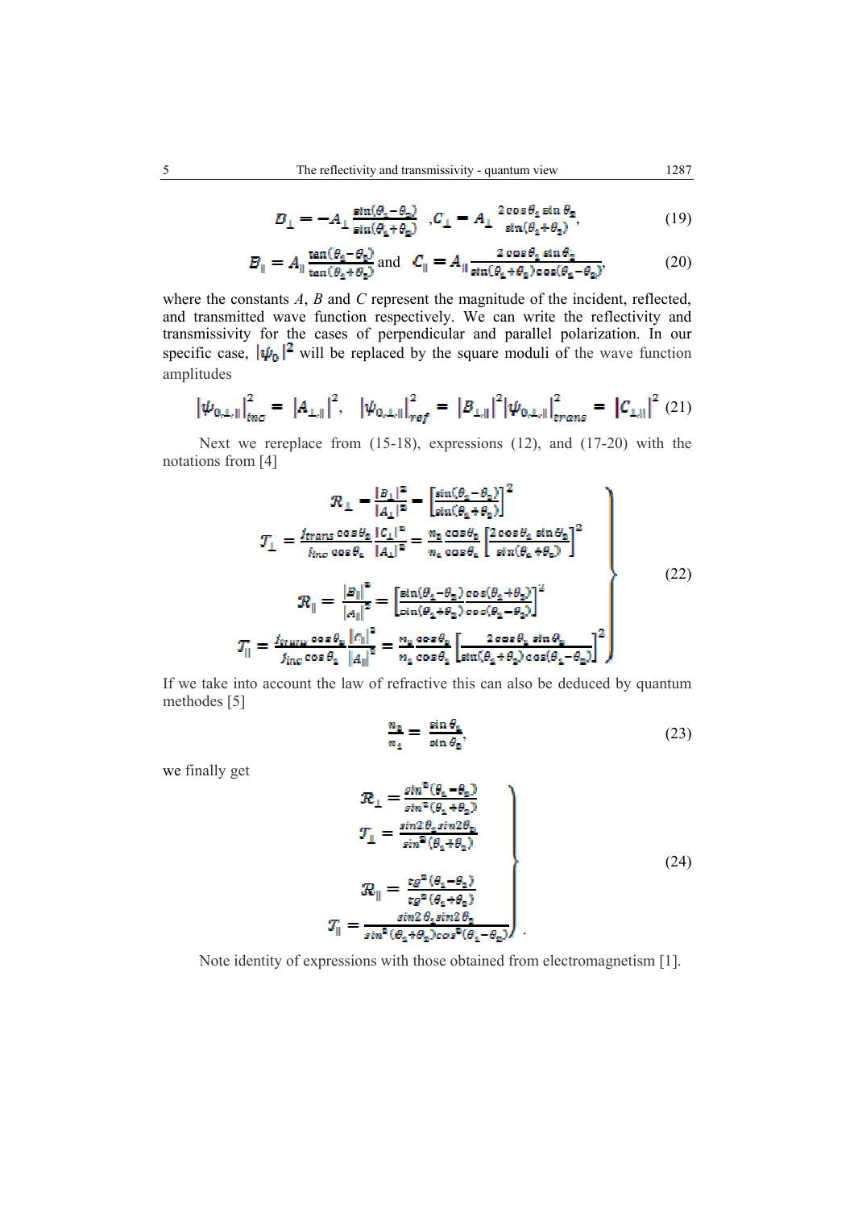$$B_\perp = -A_\perp \frac{\sin(\theta_1-\theta_2)}{\sin(\theta_1+\theta_2)} \quad ,C_\perp = A_\perp \frac{2\cos\theta_1 \sin\theta_2}{\sin(\theta_1+\theta_2)}, \tag{19}$$

$$B_\parallel = A_\parallel \frac{\tan(\theta_1-\theta_2)}{\tan(\theta_1+\theta_2)} \text{ and } \quad C_\parallel = A_\parallel \frac{2\cos\theta_1 \sin\theta_2}{\sin(\theta_1+\theta_2)\cos(\theta_1-\theta_2)}, \tag{20}$$

where the constants $A$, $B$ and $C$ represent the magnitude of the incident, reflected, and transmitted wave function respectively. We can write the reflectivity and transmissivity for the cases of perpendicular and parallel polarization. In our specific case, $|\psi_0|^2$ will be replaced by the square moduli of the wave function amplitudes

$$\left|\psi_{0,\perp,\parallel}\right|^2_{inc} = \left|A_{\perp\parallel}\right|^2, \quad \left|\psi_{0,\perp,\parallel}\right|^2_{ref} = \left|B_{\perp,\parallel}\right|^2 \left|\psi_{0,\perp,\parallel}\right|^2_{trans} = \left|C_{\perp,\parallel}\right|^2 \tag{21}$$

Next we rereplace from (15-18), expressions (12), and (17-20) with the notations from [4]

$$\left.\begin{aligned}
\mathcal{R}_\perp &= \frac{|B_\perp|^2}{|A_\perp|^2} = \left[\frac{\sin(\theta_1-\theta_2)}{\sin(\theta_1+\theta_2)}\right]^2 \\
\mathcal{T}_\perp &= \frac{j_{trans}\cos\theta_2}{j_{inc}\cos\theta_1}\frac{|C_\perp|^2}{|A_\perp|^2} = \frac{n_2\cos\theta_2}{n_1\cos\theta_1}\left[\frac{2\cos\theta_1 \sin\theta_2}{\sin(\theta_1+\theta_2)}\right]^2 \\
\mathcal{R}_\parallel &= \frac{|B_\parallel|^2}{|A_\parallel|^2} = \left[\frac{\sin(\theta_1-\theta_2)\cos(\theta_1+\theta_2)}{\sin(\theta_1+\theta_2)\cos(\theta_1-\theta_2)}\right]^2 \\
\mathcal{T}_\parallel &= \frac{j_{trans}\cos\theta_2}{j_{inc}\cos\theta_1}\frac{|C_\parallel|^2}{|A_\parallel|^2} = \frac{n_2\cos\theta_2}{n_1\cos\theta_1}\left[\frac{2\cos\theta_1 \sin\theta_2}{\sin(\theta_1+\theta_2)\cos(\theta_1-\theta_2)}\right]^2
\end{aligned}\right\} \tag{22}$$

If we take into account the law of refractive this can also be deduced by quantum methodes [5]

$$\frac{n_2}{n_1} = \frac{\sin\theta_1}{\sin\theta_2}, \tag{23}$$

we finally get

$$\left.\begin{aligned}
\mathcal{R}_\perp &= \frac{\sin^2(\theta_1-\theta_2)}{\sin^2(\theta_1+\theta_2)} \\
\mathcal{T}_\perp &= \frac{\sin 2\theta_1 \sin 2\theta_2}{\sin^2(\theta_1+\theta_2)} \\
\mathcal{R}_\parallel &= \frac{tg^2(\theta_1-\theta_2)}{tg^2(\theta_1+\theta_2)} \\
\mathcal{T}_\parallel &= \frac{\sin 2\theta_1 \sin 2\theta_2}{\sin^2(\theta_1+\theta_2)\cos^2(\theta_1-\theta_2)}
\end{aligned}\right\}. \tag{24}$$

Note identity of expressions with those obtained from electromagnetism [1].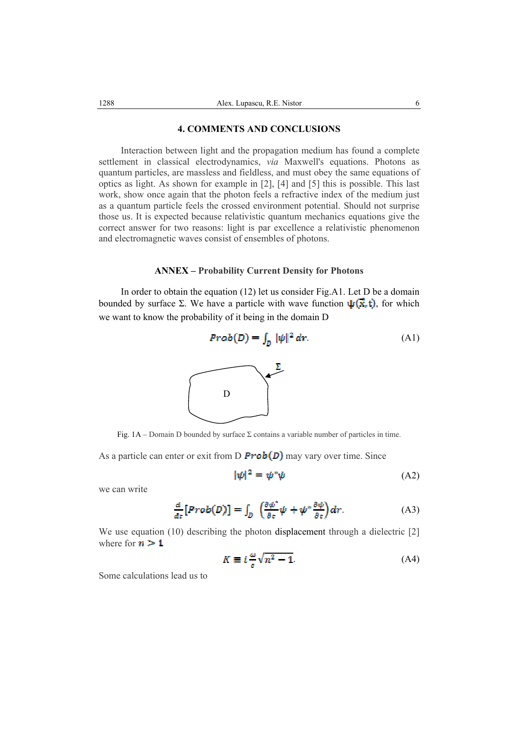## 4. COMMENTS AND CONCLUSIONS

Interaction between light and the propagation medium has found a complete settlement in classical electrodynamics, *via* Maxwell's equations. Photons as quantum particles, are massless and fieldless, and must obey the same equations of optics as light. As shown for example in [2], [4] and [5] this is possible. This last work, show once again that the photon feels a refractive index of the medium just as a quantum particle feels the crossed environment potential. Should not surprise those us. It is expected because relativistic quantum mechanics equations give the correct answer for two reasons: light is par excellence a relativistic phenomenon and electromagnetic waves consist of ensembles of photons.

### ANNEX – Probability Current Density for Photons

In order to obtain the equation (12) let us consider Fig.A1. Let D be a domain bounded by surface Σ. We have a particle with wave function $\psi(\vec{x},t)$, for which we want to know the probability of it being in the domain D

$$Prob(D) = \int_D |\psi|^2 \, dr. \tag{A1}$$

Fig. 1A – Domain D bounded by surface Σ contains a variable number of particles in time.

As a particle can enter or exit from D $Prob(D)$ may vary over time. Since

$$|\psi|^2 = \psi^* \psi \tag{A2}$$

we can write

$$\frac{d}{dt}[Prob(D)] = \int_D \left( \frac{\partial \psi^*}{\partial t} \psi + \psi^* \frac{\partial \psi}{\partial t} \right) dr. \tag{A3}$$

We use equation (10) describing the photon displacement through a dielectric [2] where for $n > 1$

$$K \equiv i \frac{\omega}{c} \sqrt{n^2 - 1}. \tag{A4}$$

Some calculations lead us to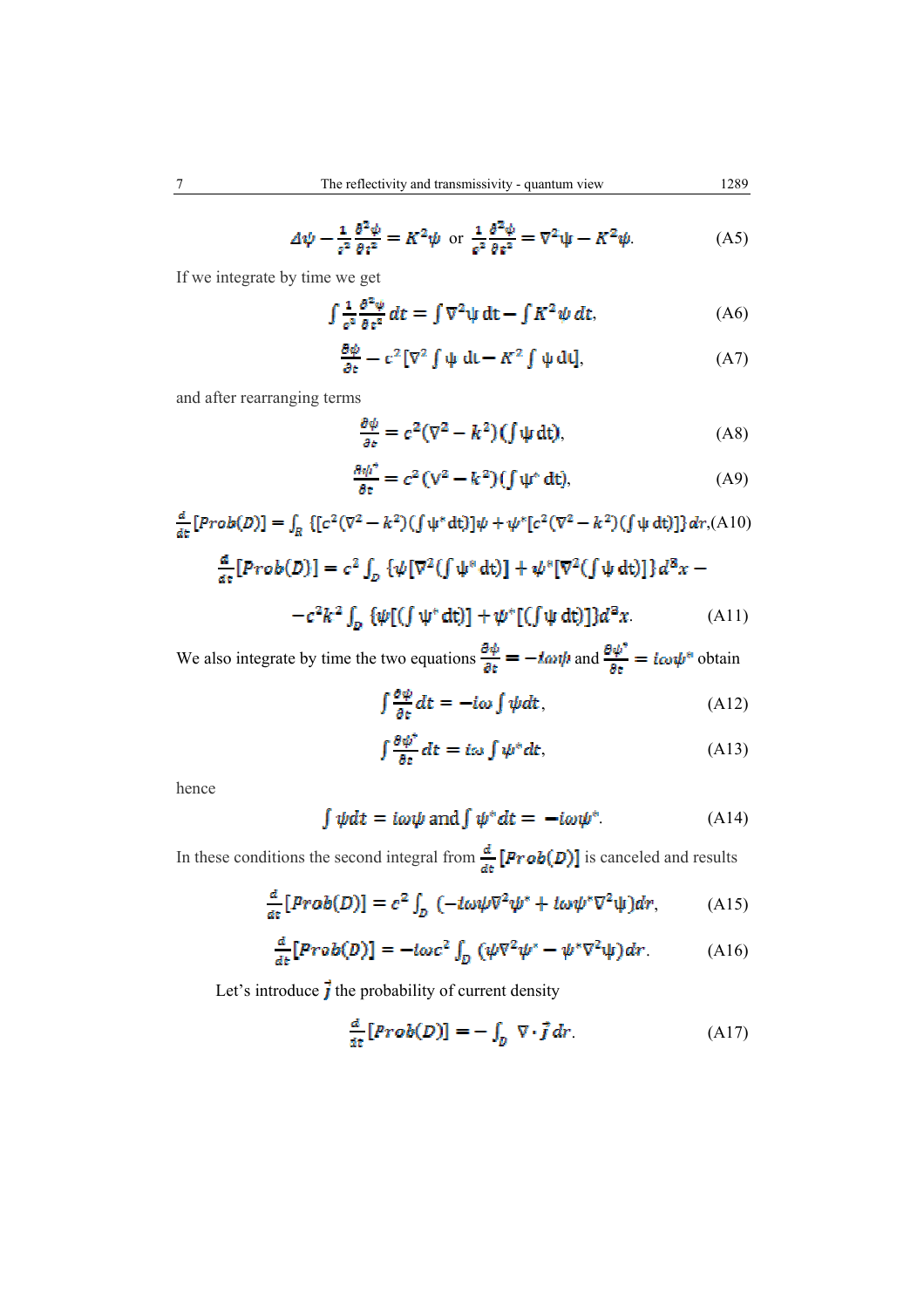$$\Delta\psi - \frac{1}{c^2}\frac{\partial^2\psi}{\partial t^2} = K^2\psi \text{ or } \frac{1}{c^2}\frac{\partial^2\psi}{\partial t^2} = \nabla^2\psi - K^2\psi. \tag{A5}$$

If we integrate by time we get

$$\int \frac{1}{c^2}\frac{\partial^2\psi}{\partial t^2}dt = \int \nabla^2\psi\, dt - \int K^2\psi\, dt, \tag{A6}$$

$$\frac{\partial\psi}{\partial t} - c^2[\nabla^2 \int \psi\, dt - K^2 \int \psi\, dt], \tag{A7}$$

and after rearranging terms

$$\frac{\partial\psi}{\partial t} = c^2(\nabla^2 - k^2)(\int \psi\, dt), \tag{A8}$$

$$\frac{\partial\psi^*}{\partial t} = c^2(\nabla^2 - k^2)(\int \psi^*\, dt), \tag{A9}$$

$$\frac{d}{dt}[Prob(D)] = \int_R \{[c^2(\nabla^2 - k^2)(\int \psi^* dt)]\psi + \psi^*[c^2(\nabla^2 - k^2)(\int \psi\, dt)]\}dr, \tag{A10}$$

$$\frac{d}{dt}[Prob(D)] = c^2 \int_D \{\psi[\nabla^2(\int \psi^* dt)] + \psi^*[\nabla^2(\int \psi\, dt)]\}d^3x -$$

$$-c^2k^2 \int_D \{\psi[(\int \psi^* dt)] + \psi^*[(\int \psi\, dt)]\}d^3x. \tag{A11}$$

We also integrate by time the two equations $\frac{\partial\psi}{\partial t} = -i\omega\psi$ and $\frac{\partial\psi^*}{\partial t} = i\omega\psi^*$ obtain

$$\int \frac{\partial\psi}{\partial t}dt = -i\omega \int \psi dt, \tag{A12}$$

$$\int \frac{\partial\psi^*}{\partial t}dt = i\omega \int \psi^* dt, \tag{A13}$$

hence

$$\int \psi dt = i\omega\psi \text{ and} \int \psi^* dt = -i\omega\psi^*. \tag{A14}$$

In these conditions the second integral from $\frac{d}{dt}[Prob(D)]$ is canceled and results

$$\frac{d}{dt}[Prob(D)] = c^2 \int_D (-i\omega\psi\nabla^2\psi^* + i\omega\psi^*\nabla^2\psi)dr, \tag{A15}$$

$$\frac{d}{dt}[Prob(D)] = -i\omega c^2 \int_D (\psi\nabla^2\psi^* - \psi^*\nabla^2\psi)dr. \tag{A16}$$

Let's introduce $\vec{j}$ the probability of current density

$$\frac{d}{dt}[Prob(D)] = -\int_D \nabla\cdot\vec{j}\, dr. \tag{A17}$$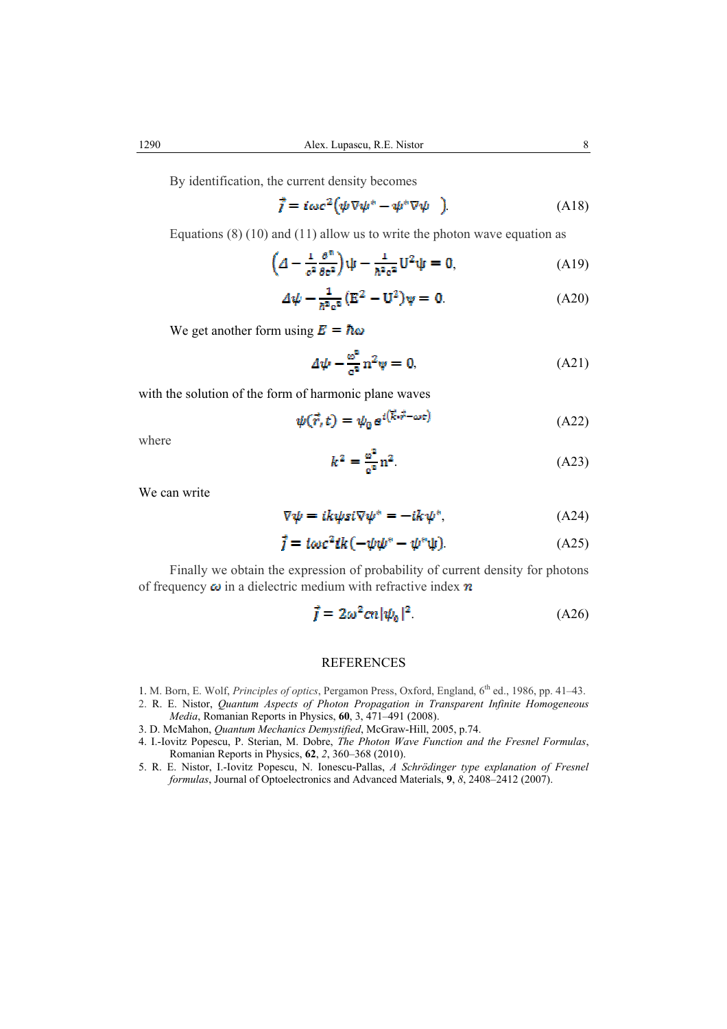By identification, the current density becomes

$$\vec{j} = i\omega c^2\left(\psi\nabla\psi^* - \psi^*\nabla\psi\quad\right). \tag{A18}$$

Equations (8) (10) and (11) allow us to write the photon wave equation as

$$\left(\Delta - \frac{1}{c^2}\frac{\partial^n}{\partial t^2}\right)\psi - \frac{1}{\hbar^2 c^2}\mathrm{U}^2\psi = 0, \tag{A19}$$

$$\Delta\psi - \frac{1}{\hbar^2 c^2}\left(\mathrm{E}^2 - \mathrm{U}^2\right)\psi = 0. \tag{A20}$$

We get another form using $E = \hbar\omega$

$$\Delta\psi - \frac{\omega^2}{c^2}\mathrm{n}^2\psi = 0, \tag{A21}$$

with the solution of the form of harmonic plane waves

$$\psi(\vec{r},t) = \psi_0\, e^{i(\vec{k}\cdot\vec{r}-\omega t)} \tag{A22}$$

where

$$k^2 = \frac{\omega^2}{c^2}\mathrm{n}^2. \tag{A23}$$

We can write

$$\nabla\psi = ik\psi si\nabla\psi^* = -ik\psi^*, \tag{A24}$$

$$\vec{j} = i\omega c^2 ik\left(-\psi\psi^* - \psi^*\psi\right). \tag{A25}$$

Finally we obtain the expression of probability of current density for photons of frequency $\omega$ in a dielectric medium with refractive index $n$

$$\vec{j} = 2\omega^2 cn|\psi_0|^2. \tag{A26}$$

## REFERENCES

1. M. Born, E. Wolf, *Principles of optics*, Pergamon Press, Oxford, England, 6th ed., 1986, pp. 41–43.
2. R. E. Nistor, *Quantum Aspects of Photon Propagation in Transparent Infinite Homogeneous Media*, Romanian Reports in Physics, **60**, 3, 471–491 (2008).
3. D. McMahon, *Quantum Mechanics Demystified*, McGraw-Hill, 2005, p.74.
4. I.-Iovitz Popescu, P. Sterian, M. Dobre, *The Photon Wave Function and the Fresnel Formulas*, Romanian Reports in Physics, **62**, *2*, 360–368 (2010).
5. R. E. Nistor, I.-Iovitz Popescu, N. Ionescu-Pallas, *A Schrödinger type explanation of Fresnel formulas*, Journal of Optoelectronics and Advanced Materials, **9**, *8*, 2408–2412 (2007).